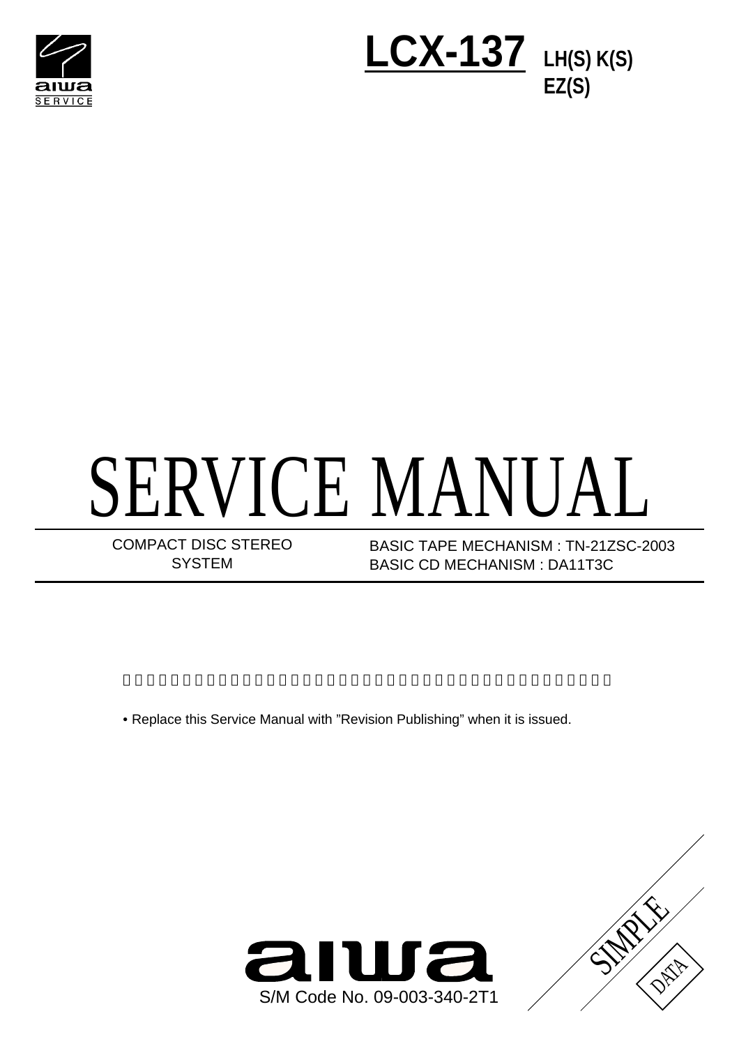aiwa SERVICE

# LCX-137 LH(S) K(S) EZ(S)

# SERVICE MANUAL

| COMPACT DISC STEREO SYSTEM | BASIC TAPE MECHANISM : TN-21ZSC-2003 |
| --- | --- |
| | BASIC CD MECHANISM : DA11T3C |

• Replace this Service Manual with "Revision Publishing" when it is issued.

aiwa

S/M Code No. 09-003-340-2T1

SIMPLE DATA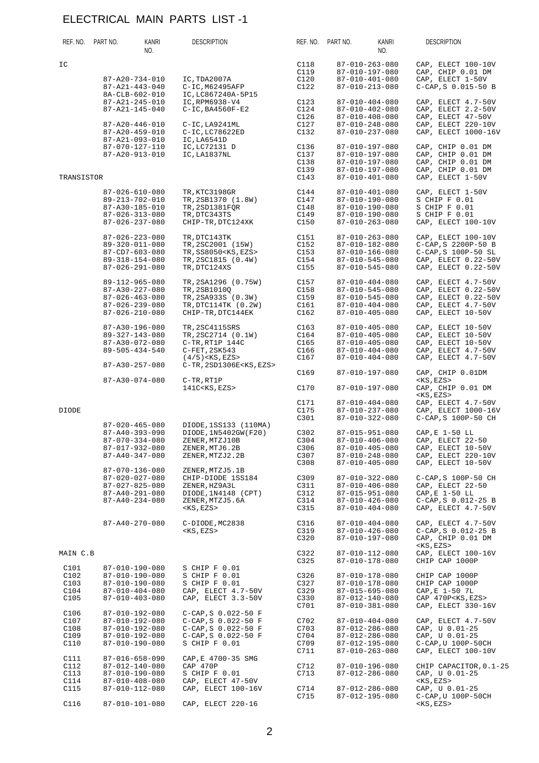# ELECTRICAL MAIN PARTS LIST -1

| REF. NO. | PART NO. | KANRI NO. | DESCRIPTION |
|---|---|---|---|
| IC | | | |
| | 87-A20-734-010 | | IC,TDA2007A |
| | 87-A21-443-040 | | C-IC,M62495AFP |
| | 8A-CLB-602-010 | | IC,LC867240A-5P15 |
| | 87-A21-245-010 | | IC,RPM6938-V4 |
| | 87-A21-145-040 | | C-IC,BA4560F-E2 |
| | 87-A20-446-010 | | C-IC,LA9241ML |
| | 87-A20-459-010 | | C-IC,LC78622ED |
| | 87-A21-093-010 | | IC,LA6541D |
| | 87-070-127-110 | | IC,LC72131 D |
| | 87-A20-913-010 | | IC,LA1837NL |
| TRANSISTOR | | | |
| | 87-026-610-080 | | TR,KTC3198GR |
| | 89-213-702-010 | | TR,2SB1370 (1.8W) |
| | 87-A30-185-010 | | TR,2SD1381FQR |
| | 87-026-313-080 | | TR,DTC343TS |
| | 87-026-237-080 | | CHIP-TR,DTC124XK |
| | 87-026-223-080 | | TR,DTC143TK |
| | 89-320-011-080 | | TR,2SC2001 (15W) |
| | 87-CD7-603-080 | | TR,SS8050<KS,EZS> |
| | 89-318-154-080 | | TR,2SC1815 (0.4W) |
| | 87-026-291-080 | | TR,DTC124XS |
| | 89-112-965-080 | | TR,2SA1296 (0.75W) |
| | 87-A30-227-080 | | TR,2SB1010Q |
| | 87-026-463-080 | | TR,2SA933S (0.3W) |
| | 87-026-239-080 | | TR,DTC114TK (0.2W) |
| | 87-026-210-080 | | CHIP-TR,DTC144EK |
| | 87-A30-196-080 | | TR,2SC4115SRS |
| | 89-327-143-080 | | TR,2SC2714 (0.1W) |
| | 87-A30-072-080 | | C-TR,RT1P 144C |
| | 89-505-434-540 | | C-FET,2SK543 (4/5)<KS,EZS> |
| | 87-A30-257-080 | | C-TR,2SD1306E<KS,EZS> |
| | 87-A30-074-080 | | C-TR,RT1P 141C<KS,EZS> |
| DIODE | | | |
| | 87-020-465-080 | | DIODE,1SS133 (110MA) |
| | 87-A40-393-090 | | DIODE,1N5402GW(F20) |
| | 87-070-334-080 | | ZENER,MTZJ10B |
| | 87-017-932-080 | | ZENER,MTJ6.2B |
| | 87-A40-347-080 | | ZENER,MTZJ2.2B |
| | 87-070-136-080 | | ZENER,MTZJ5.1B |
| | 87-020-027-080 | | CHIP-DIODE 1SS184 |
| | 87-027-825-080 | | ZENER,HZ9A3L |
| | 87-A40-291-080 | | DIODE,1N4148 (CPT) |
| | 87-A40-234-080 | | ZENER,MTZJ5.6A <KS,EZS> |
| | 87-A40-270-080 | | C-DIODE,MC2838 <KS,EZS> |
| MAIN C.B | | | |
| C101 | 87-010-190-080 | | S CHIP F 0.01 |
| C102 | 87-010-190-080 | | S CHIP F 0.01 |
| C103 | 87-010-190-080 | | S CHIP F 0.01 |
| C104 | 87-010-404-080 | | CAP, ELECT 4.7-50V |
| C105 | 87-010-403-080 | | CAP, ELECT 3.3-50V |
| C106 | 87-010-192-080 | | C-CAP,S 0.022-50 F |
| C107 | 87-010-192-080 | | C-CAP,S 0.022-50 F |
| C108 | 87-010-192-080 | | C-CAP,S 0.022-50 F |
| C109 | 87-010-192-080 | | C-CAP,S 0.022-50 F |
| C110 | 87-010-190-080 | | S CHIP F 0.01 |
| C111 | 87-016-658-090 | | CAP,E 4700-35 SMG |
| C112 | 87-012-140-080 | | CAP 470P |
| C113 | 87-010-190-080 | | S CHIP F 0.01 |
| C114 | 87-010-408-080 | | CAP, ELECT 47-50V |
| C115 | 87-010-112-080 | | CAP, ELECT 100-16V |
| C116 | 87-010-101-080 | | CAP, ELECT 220-16 |
| C118 | 87-010-263-080 | | CAP, ELECT 100-10V |
| C119 | 87-010-197-080 | | CAP, CHIP 0.01 DM |
| C120 | 87-010-401-080 | | CAP, ELECT 1-50V |
| C122 | 87-010-213-080 | | C-CAP,S 0.015-50 B |
| C123 | 87-010-404-080 | | CAP, ELECT 4.7-50V |
| C124 | 87-010-402-080 | | CAP, ELECT 2.2-50V |
| C126 | 87-010-408-080 | | CAP, ELECT 47-50V |
| C127 | 87-010-248-080 | | CAP, ELECT 220-10V |
| C132 | 87-010-237-080 | | CAP, ELECT 1000-16V |
| C136 | 87-010-197-080 | | CAP, CHIP 0.01 DM |
| C137 | 87-010-197-080 | | CAP, CHIP 0.01 DM |
| C138 | 87-010-197-080 | | CAP, CHIP 0.01 DM |
| C139 | 87-010-197-080 | | CAP, CHIP 0.01 DM |
| C143 | 87-010-401-080 | | CAP, ELECT 1-50V |
| C144 | 87-010-401-080 | | CAP, ELECT 1-50V |
| C147 | 87-010-190-080 | | S CHIP F 0.01 |
| C148 | 87-010-190-080 | | S CHIP F 0.01 |
| C149 | 87-010-190-080 | | S CHIP F 0.01 |
| C150 | 87-010-263-080 | | CAP, ELECT 100-10V |
| C151 | 87-010-263-080 | | CAP, ELECT 100-10V |
| C152 | 87-010-182-080 | | C-CAP,S 2200P-50 B |
| C153 | 87-010-166-080 | | C-CAP,S 100P-50 SL |
| C154 | 87-010-545-080 | | CAP, ELECT 0.22-50V |
| C155 | 87-010-545-080 | | CAP, ELECT 0.22-50V |
| C157 | 87-010-404-080 | | CAP, ELECT 4.7-50V |
| C158 | 87-010-545-080 | | CAP, ELECT 0.22-50V |
| C159 | 87-010-545-080 | | CAP, ELECT 0.22-50V |
| C161 | 87-010-404-080 | | CAP, ELECT 4.7-50V |
| C162 | 87-010-405-080 | | CAP, ELECT 10-50V |
| C163 | 87-010-405-080 | | CAP, ELECT 10-50V |
| C164 | 87-010-405-080 | | CAP, ELECT 10-50V |
| C165 | 87-010-405-080 | | CAP, ELECT 10-50V |
| C166 | 87-010-404-080 | | CAP, ELECT 4.7-50V |
| C167 | 87-010-404-080 | | CAP, ELECT 4.7-50V |
| C169 | 87-010-197-080 | | CAP, CHIP 0.01DM <KS,EZS> |
| C170 | 87-010-197-080 | | CAP, CHIP 0.01 DM <KS,EZS> |
| C171 | 87-010-404-080 | | CAP, ELECT 4.7-50V |
| C175 | 87-010-237-080 | | CAP, ELECT 1000-16V |
| C301 | 87-010-322-080 | | C-CAP,S 100P-50 CH |
| C302 | 87-015-951-080 | | CAP,E 1-50 LL |
| C304 | 87-010-406-080 | | CAP, ELECT 22-50 |
| C306 | 87-010-405-080 | | CAP, ELECT 10-50V |
| C307 | 87-010-248-080 | | CAP, ELECT 220-10V |
| C308 | 87-010-405-080 | | CAP, ELECT 10-50V |
| C309 | 87-010-322-080 | | C-CAP,S 100P-50 CH |
| C311 | 87-010-406-080 | | CAP, ELECT 22-50 |
| C312 | 87-015-951-080 | | CAP,E 1-50 LL |
| C314 | 87-010-426-080 | | C-CAP,S 0.012-25 B |
| C315 | 87-010-404-080 | | CAP, ELECT 4.7-50V |
| C316 | 87-010-404-080 | | CAP, ELECT 4.7-50V |
| C319 | 87-010-426-080 | | C-CAP,S 0.012-25 B |
| C320 | 87-010-197-080 | | CAP, CHIP 0.01 DM <KS,EZS> |
| C322 | 87-010-112-080 | | CAP, ELECT 100-16V |
| C325 | 87-010-178-080 | | CHIP CAP 1000P |
| C326 | 87-010-178-080 | | CHIP CAP 1000P |
| C327 | 87-010-178-080 | | CHIP CAP 1000P |
| C329 | 87-015-695-080 | | CAP,E 1-50 7L |
| C330 | 87-012-140-080 | | CAP 470P<KS,EZS> |
| C701 | 87-010-381-080 | | CAP, ELECT 330-16V |
| C702 | 87-010-404-080 | | CAP, ELECT 4.7-50V |
| C703 | 87-012-286-080 | | CAP, U 0.01-25 |
| C704 | 87-012-286-080 | | CAP, U 0.01-25 |
| C709 | 87-012-195-080 | | C-CAP,U 100P-50CH |
| C711 | 87-010-263-080 | | CAP, ELECT 100-10V |
| C712 | 87-010-196-080 | | CHIP CAPACITOR,0.1-25 |
| C713 | 87-012-286-080 | | CAP, U 0.01-25 <KS,EZS> |
| C714 | 87-012-286-080 | | CAP, U 0.01-25 |
| C715 | 87-012-195-080 | | C-CAP,U 100P-50CH <KS,EZS> |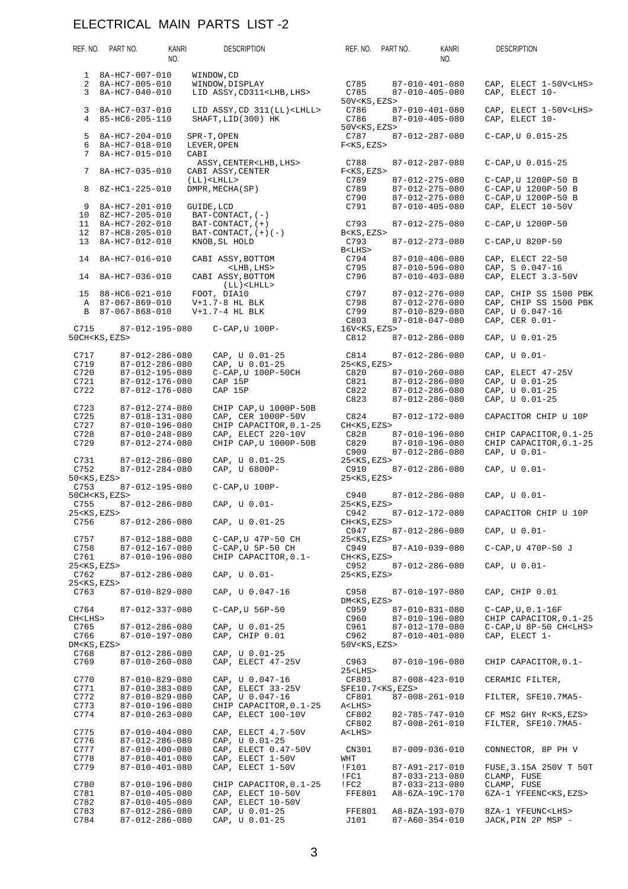# ELECTRICAL MAIN PARTS LIST -2

| REF. NO. | PART NO. | KANRI NO. | DESCRIPTION |
|---|---|---|---|
| 1 | 8A-HC7-007-010 | | WINDOW,CD |
| 2 | 8A-HC7-005-010 | | WINDOW,DISPLAY |
| 3 | 8A-HC7-040-010 | | LID ASSY,CD311<LHB,LHS> |
| 3 | 8A-HC7-037-010 | | LID ASSY,CD 311(LL)<LHLL> |
| 4 | 85-HC6-205-110 | | SHAFT,LID(300) HK |
| 5 | 8A-HC7-204-010 | | SPR-T,OPEN |
| 6 | 8A-HC7-018-010 | | LEVER,OPEN |
| 7 | 8A-HC7-015-010 | | CABI ASSY,CENTER<LHB,LHS> |
| 7 | 8A-HC7-035-010 | | CABI ASSY,CENTER (LL)<LHLL> |
| 8 | 8Z-HC1-225-010 | | DMPR,MECHA(SP) |
| 9 | 8A-HC7-201-010 | | GUIDE,LCD |
| 10 | 8Z-HC7-205-010 | | BAT-CONTACT,(-) |
| 11 | 8A-HC7-202-010 | | BAT-CONTACT,(+) |
| 12 | 87-HC8-205-010 | | BAT-CONTACT,(+)(-) |
| 13 | 8A-HC7-012-010 | | KNOB,SL HOLD |
| 14 | 8A-HC7-016-010 | | CABI ASSY,BOTTOM <LHB,LHS> |
| 14 | 8A-HC7-036-010 | | CABI ASSY,BOTTOM (LL)<LHLL> |
| 15 | 88-HC6-021-010 | | FOOT, DIA10 |
| A | 87-067-869-010 | | V+1.7-8 HL BLK |
| B | 87-067-868-010 | | V+1.7-4 HL BLK |
| C715 | 87-012-195-080 | | C-CAP,U 100P-50CH<KS,EZS> |
| C717 | 87-012-286-080 | | CAP, U 0.01-25 |
| C719 | 87-012-286-080 | | CAP, U 0.01-25 |
| C720 | 87-012-195-080 | | C-CAP,U 100P-50CH |
| C721 | 87-012-176-080 | | CAP 15P |
| C722 | 87-012-176-080 | | CAP 15P |
| C723 | 87-012-274-080 | | CHIP CAP,U 1000P-50B |
| C725 | 87-018-131-080 | | CAP, CER 1000P-50V |
| C727 | 87-010-196-080 | | CHIP CAPACITOR,0.1-25 |
| C728 | 87-010-248-080 | | CAP, ELECT 220-10V |
| C729 | 87-012-274-080 | | CHIP CAP,U 1000P-50B |
| C731 | 87-012-286-080 | | CAP, U 0.01-25 |
| C752 | 87-012-284-080 | | CAP, U 6800P-50<KS,EZS> |
| C753 | 87-012-195-080 | | C-CAP,U 100P-50CH<KS,EZS> |
| C755 | 87-012-286-080 | | CAP, U 0.01-25<KS,EZS> |
| C756 | 87-012-286-080 | | CAP, U 0.01-25 |
| C757 | 87-012-188-080 | | C-CAP,U 47P-50 CH |
| C758 | 87-012-167-080 | | C-CAP,U 5P-50 CH |
| C761 | 87-010-196-080 | | CHIP CAPACITOR,0.1-25<KS,EZS> |
| C762 | 87-012-286-080 | | CAP, U 0.01-25<KS,EZS> |
| C763 | 87-010-829-080 | | CAP, U 0.047-16 |
| C764 | 87-012-337-080 | | C-CAP,U 56P-50 CH<LHS> |
| C765 | 87-012-286-080 | | CAP, U 0.01-25 |
| C766 | 87-010-197-080 | | CAP, CHIP 0.01 DM<KS,EZS> |
| C768 | 87-012-286-080 | | CAP, U 0.01-25 |
| C769 | 87-010-260-080 | | CAP, ELECT 47-25V |
| C770 | 87-010-829-080 | | CAP, U 0.047-16 |
| C771 | 87-010-383-080 | | CAP, ELECT 33-25V |
| C772 | 87-010-829-080 | | CAP, U 0.047-16 |
| C773 | 87-010-196-080 | | CHIP CAPACITOR,0.1-25 |
| C774 | 87-010-263-080 | | CAP, ELECT 100-10V |
| C775 | 87-010-404-080 | | CAP, ELECT 4.7-50V |
| C776 | 87-012-286-080 | | CAP, U 0.01-25 |
| C777 | 87-010-400-080 | | CAP, ELECT 0.47-50V |
| C778 | 87-010-401-080 | | CAP, ELECT 1-50V |
| C779 | 87-010-401-080 | | CAP, ELECT 1-50V |
| C780 | 87-010-196-080 | | CHIP CAPACITOR,0.1-25 |
| C781 | 87-010-405-080 | | CAP, ELECT 10-50V |
| C782 | 87-010-405-080 | | CAP, ELECT 10-50V |
| C783 | 87-012-286-080 | | CAP, U 0.01-25 |
| C784 | 87-012-286-080 | | CAP, U 0.01-25 |
| C785 | 87-010-401-080 | | CAP, ELECT 1-50V<LHS> |
| C785 | 87-010-405-080 | | CAP, ELECT 10-50V<KS,EZS> |
| C786 | 87-010-401-080 | | CAP, ELECT 1-50V<LHS> |
| C786 | 87-010-405-080 | | CAP, ELECT 10-50V<KS,EZS> |
| C787 | 87-012-287-080 | | C-CAP,U 0.015-25 F<KS,EZS> |
| C788 | 87-012-287-080 | | C-CAP,U 0.015-25 F<KS,EZS> |
| C789 | 87-012-275-080 | | C-CAP,U 1200P-50 B |
| C789 | 87-012-275-080 | | C-CAP,U 1200P-50 B |
| C790 | 87-012-275-080 | | C-CAP,U 1200P-50 B |
| C791 | 87-010-405-080 | | CAP, ELECT 10-50V |
| C793 | 87-012-275-080 | | C-CAP,U 1200P-50 B<KS,EZS> |
| C793 | 87-012-273-080 | | C-CAP,U 820P-50 B<LHS> |
| C794 | 87-010-406-080 | | CAP, ELECT 22-50 |
| C795 | 87-010-596-080 | | CAP, S 0.047-16 |
| C796 | 87-010-403-080 | | CAP, ELECT 3.3-50V |
| C797 | 87-012-276-080 | | CAP, CHIP SS 1500 PBK |
| C798 | 87-012-276-080 | | CAP, CHIP SS 1500 PBK |
| C799 | 87-010-829-080 | | CAP, U 0.047-16 |
| C803 | 87-018-047-080 | | CAP, CER 0.01-16V<KS,EZS> |
| C812 | 87-012-286-080 | | CAP, U 0.01-25 |
| C814 | 87-012-286-080 | | CAP, U 0.01-25<KS,EZS> |
| C820 | 87-010-260-080 | | CAP, ELECT 47-25V |
| C821 | 87-012-286-080 | | CAP, U 0.01-25 |
| C822 | 87-012-286-080 | | CAP, U 0.01-25 |
| C823 | 87-012-286-080 | | CAP, U 0.01-25 |
| C824 | 87-012-172-080 | | CAPACITOR CHIP U 10P CH<KS,EZS> |
| C828 | 87-010-196-080 | | CHIP CAPACITOR,0.1-25 |
| C829 | 87-010-196-080 | | CHIP CAPACITOR,0.1-25 |
| C909 | 87-012-286-080 | | CAP, U 0.01-25<KS,EZS> |
| C910 | 87-012-286-080 | | CAP, U 0.01-25<KS,EZS> |
| C940 | 87-012-286-080 | | CAP, U 0.01-25<KS,EZS> |
| C942 | 87-012-172-080 | | CAPACITOR CHIP U 10P CH<KS,EZS> |
| C947 | 87-012-286-080 | | CAP, U 0.01-25<KS,EZS> |
| C949 | 87-A10-039-080 | | C-CAP,U 470P-50 J CH<KS,EZS> |
| C952 | 87-012-286-080 | | CAP, U 0.01-25<KS,EZS> |
| C958 | 87-010-197-080 | | CAP, CHIP 0.01 DM<KS,EZS> |
| C959 | 87-010-831-080 | | C-CAP,U,0.1-16F |
| C960 | 87-010-196-080 | | CHIP CAPACITOR,0.1-25 |
| C961 | 87-012-170-080 | | C-CAP,U 8P-50 CH<LHS> |
| C962 | 87-010-401-080 | | CAP, ELECT 1-50V<KS,EZS> |
| C963 | 87-010-196-080 | | CHIP CAPACITOR,0.1-25<LHS> |
| CF801 | 87-008-423-010 | | CERAMIC FILTER, SFE10.7<KS,EZS> |
| CF801 | 87-008-261-010 | | FILTER, SFE10.7MA5-A<LHS> |
| CF802 | 82-785-747-010 | | CF MS2 GHY R<KS,EZS> |
| CF802 | 87-008-261-010 | | FILTER, SFE10.7MA5-A<LHS> |
| CN301 | 87-009-036-010 | | CONNECTOR, 8P PH V WHT |
| !F101 | 87-A91-217-010 | | FUSE,3.15A 250V T 50T |
| !FC1 | 87-033-213-080 | | CLAMP, FUSE |
| !FC2 | 87-033-213-080 | | CLAMP, FUSE |
| FFE801 | A8-6ZA-19C-170 | | 6ZA-1 YFEENC<KS,EZS> |
| FFE801 | A8-8ZA-193-070 | | 8ZA-1 YFEUNC<LHS> |
| J101 | 87-A60-354-010 | | JACK,PIN 2P MSP - |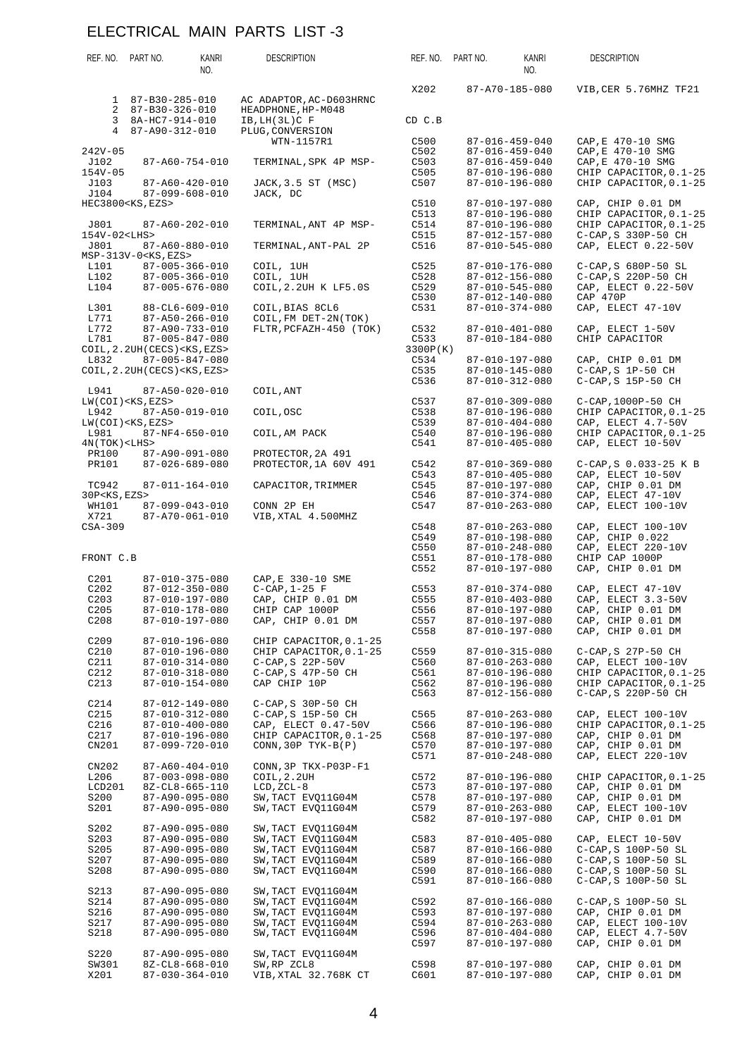# ELECTRICAL MAIN PARTS LIST -3

| REF. NO. | PART NO. | KANRI NO. | DESCRIPTION |
|---|---|---|---|
| 1 | 87-B30-285-010 | | AC ADAPTOR,AC-D603HRNC |
| 2 | 87-B30-326-010 | | HEADPHONE,HP-M048 |
| 3 | 8A-HC7-914-010 | | IB,LH(3L)C F |
| 4 | 87-A90-312-010 | | PLUG,CONVERSION WTN-1157R1 |
| 242V-05 | | | |
| J102 | 87-A60-754-010 | | TERMINAL,SPK 4P MSP-154V-05 |
| J103 | 87-A60-420-010 | | JACK,3.5 ST (MSC) |
| J104 | 87-099-608-010 | | JACK, DC HEC3800<KS,EZS> |
| J801 | 87-A60-202-010 | | TERMINAL,ANT 4P MSP-154V-02<LHS> |
| J801 | 87-A60-880-010 | | TERMINAL,ANT-PAL 2P MSP-313V-0<KS,EZS> |
| L101 | 87-005-366-010 | | COIL, 1UH |
| L102 | 87-005-366-010 | | COIL, 1UH |
| L104 | 87-005-676-080 | | COIL,2.2UH K LF5.0S |
| L301 | 88-CL6-609-010 | | COIL,BIAS 8CL6 |
| L771 | 87-A50-266-010 | | COIL,FM DET-2N(TOK) |
| L772 | 87-A90-733-010 | | FLTR,PCFAZH-450 (TOK) |
| L781 | 87-005-847-080 | | COIL,2.2UH(CECS)<KS,EZS> |
| L832 | 87-005-847-080 | | COIL,2.2UH(CECS)<KS,EZS> |
| L941 | 87-A50-020-010 | | COIL,ANT LW(COI)<KS,EZS> |
| L942 | 87-A50-019-010 | | COIL,OSC LW(COI)<KS,EZS> |
| L981 | 87-NF4-650-010 | | COIL,AM PACK 4N(TOK)<LHS> |
| PR100 | 87-A90-091-080 | | PROTECTOR,2A 491 |
| PR101 | 87-026-689-080 | | PROTECTOR,1A 60V 491 |
| TC942 | 87-011-164-010 | | CAPACITOR,TRIMMER 30P<KS,EZS> |
| WH101 | 87-099-043-010 | | CONN 2P EH |
| X721 | 87-A70-061-010 | | VIB,XTAL 4.500MHZ CSA-309 |

FRONT C.B

| REF. NO. | PART NO. | KANRI NO. | DESCRIPTION |
|---|---|---|---|
| C201 | 87-010-375-080 | | CAP,E 330-10 SME |
| C202 | 87-012-350-080 | | C-CAP,1-25 F |
| C203 | 87-010-197-080 | | CAP, CHIP 0.01 DM |
| C205 | 87-010-178-080 | | CHIP CAP 1000P |
| C208 | 87-010-197-080 | | CAP, CHIP 0.01 DM |
| C209 | 87-010-196-080 | | CHIP CAPACITOR,0.1-25 |
| C210 | 87-010-196-080 | | CHIP CAPACITOR,0.1-25 |
| C211 | 87-010-314-080 | | C-CAP,S 22P-50V |
| C212 | 87-010-318-080 | | C-CAP,S 47P-50 CH |
| C213 | 87-010-154-080 | | CAP CHIP 10P |
| C214 | 87-012-149-080 | | C-CAP,S 30P-50 CH |
| C215 | 87-010-312-080 | | C-CAP,S 15P-50 CH |
| C216 | 87-010-400-080 | | CAP, ELECT 0.47-50V |
| C217 | 87-010-196-080 | | CHIP CAPACITOR,0.1-25 |
| CN201 | 87-099-720-010 | | CONN,30P TYK-B(P) |
| CN202 | 87-A60-404-010 | | CONN,3P TKX-P03P-F1 |
| L206 | 87-003-098-080 | | COIL,2.2UH |
| LCD201 | 8Z-CL8-665-110 | | LCD,ZCL-8 |
| S200 | 87-A90-095-080 | | SW,TACT EVQ11G04M |
| S201 | 87-A90-095-080 | | SW,TACT EVQ11G04M |
| S202 | 87-A90-095-080 | | SW,TACT EVQ11G04M |
| S203 | 87-A90-095-080 | | SW,TACT EVQ11G04M |
| S205 | 87-A90-095-080 | | SW,TACT EVQ11G04M |
| S207 | 87-A90-095-080 | | SW,TACT EVQ11G04M |
| S208 | 87-A90-095-080 | | SW,TACT EVQ11G04M |
| S213 | 87-A90-095-080 | | SW,TACT EVQ11G04M |
| S214 | 87-A90-095-080 | | SW,TACT EVQ11G04M |
| S216 | 87-A90-095-080 | | SW,TACT EVQ11G04M |
| S217 | 87-A90-095-080 | | SW,TACT EVQ11G04M |
| S218 | 87-A90-095-080 | | SW,TACT EVQ11G04M |
| S220 | 87-A90-095-080 | | SW,TACT EVQ11G04M |
| SW301 | 8Z-CL8-668-010 | | SW,RP ZCL8 |
| X201 | 87-030-364-010 | | VIB,XTAL 32.768K CT |
| X202 | 87-A70-185-080 | | VIB,CER 5.76MHZ TF21 |

CD C.B

| REF. NO. | PART NO. | KANRI NO. | DESCRIPTION |
|---|---|---|---|
| C500 | 87-016-459-040 | | CAP,E 470-10 SMG |
| C502 | 87-016-459-040 | | CAP,E 470-10 SMG |
| C503 | 87-016-459-040 | | CAP,E 470-10 SMG |
| C505 | 87-010-196-080 | | CHIP CAPACITOR,0.1-25 |
| C507 | 87-010-196-080 | | CHIP CAPACITOR,0.1-25 |
| C510 | 87-010-197-080 | | CAP, CHIP 0.01 DM |
| C513 | 87-010-196-080 | | CHIP CAPACITOR,0.1-25 |
| C514 | 87-010-196-080 | | CHIP CAPACITOR,0.1-25 |
| C515 | 87-012-157-080 | | C-CAP,S 330P-50 CH |
| C516 | 87-010-545-080 | | CAP, ELECT 0.22-50V |
| C525 | 87-010-176-080 | | C-CAP,S 680P-50 SL |
| C528 | 87-012-156-080 | | C-CAP,S 220P-50 CH |
| C529 | 87-010-545-080 | | CAP, ELECT 0.22-50V |
| C530 | 87-012-140-080 | | CAP 470P |
| C531 | 87-010-374-080 | | CAP, ELECT 47-10V |
| C532 | 87-010-401-080 | | CAP, ELECT 1-50V |
| C533 | 87-010-184-080 | | CHIP CAPACITOR 3300P(K) |
| C534 | 87-010-197-080 | | CAP, CHIP 0.01 DM |
| C535 | 87-010-145-080 | | C-CAP,S 1P-50 CH |
| C536 | 87-010-312-080 | | C-CAP,S 15P-50 CH |
| C537 | 87-010-309-080 | | C-CAP,1000P-50 CH |
| C538 | 87-010-196-080 | | CHIP CAPACITOR,0.1-25 |
| C539 | 87-010-404-080 | | CAP, ELECT 4.7-50V |
| C540 | 87-010-196-080 | | CHIP CAPACITOR,0.1-25 |
| C541 | 87-010-405-080 | | CAP, ELECT 10-50V |
| C542 | 87-010-369-080 | | C-CAP,S 0.033-25 K B |
| C543 | 87-010-405-080 | | CAP, ELECT 10-50V |
| C545 | 87-010-197-080 | | CAP, CHIP 0.01 DM |
| C546 | 87-010-374-080 | | CAP, ELECT 47-10V |
| C547 | 87-010-263-080 | | CAP, ELECT 100-10V |
| C548 | 87-010-263-080 | | CAP, ELECT 100-10V |
| C549 | 87-010-198-080 | | CAP, CHIP 0.022 |
| C550 | 87-010-248-080 | | CAP, ELECT 220-10V |
| C551 | 87-010-178-080 | | CHIP CAP 1000P |
| C552 | 87-010-197-080 | | CAP, CHIP 0.01 DM |
| C553 | 87-010-374-080 | | CAP, ELECT 47-10V |
| C555 | 87-010-403-080 | | CAP, ELECT 3.3-50V |
| C556 | 87-010-197-080 | | CAP, CHIP 0.01 DM |
| C557 | 87-010-197-080 | | CAP, CHIP 0.01 DM |
| C558 | 87-010-197-080 | | CAP, CHIP 0.01 DM |
| C559 | 87-010-315-080 | | C-CAP,S 27P-50 CH |
| C560 | 87-010-263-080 | | CAP, ELECT 100-10V |
| C561 | 87-010-196-080 | | CHIP CAPACITOR,0.1-25 |
| C562 | 87-010-196-080 | | CHIP CAPACITOR,0.1-25 |
| C563 | 87-012-156-080 | | C-CAP,S 220P-50 CH |
| C565 | 87-010-263-080 | | CAP, ELECT 100-10V |
| C566 | 87-010-196-080 | | CHIP CAPACITOR,0.1-25 |
| C568 | 87-010-197-080 | | CAP, CHIP 0.01 DM |
| C570 | 87-010-197-080 | | CAP, CHIP 0.01 DM |
| C571 | 87-010-248-080 | | CAP, ELECT 220-10V |
| C572 | 87-010-196-080 | | CHIP CAPACITOR,0.1-25 |
| C573 | 87-010-197-080 | | CAP, CHIP 0.01 DM |
| C578 | 87-010-197-080 | | CAP, CHIP 0.01 DM |
| C579 | 87-010-263-080 | | CAP, ELECT 100-10V |
| C582 | 87-010-197-080 | | CAP, CHIP 0.01 DM |
| C583 | 87-010-405-080 | | CAP, ELECT 10-50V |
| C587 | 87-010-166-080 | | C-CAP,S 100P-50 SL |
| C589 | 87-010-166-080 | | C-CAP,S 100P-50 SL |
| C590 | 87-010-166-080 | | C-CAP,S 100P-50 SL |
| C591 | 87-010-166-080 | | C-CAP,S 100P-50 SL |
| C592 | 87-010-166-080 | | C-CAP,S 100P-50 SL |
| C593 | 87-010-197-080 | | CAP, CHIP 0.01 DM |
| C594 | 87-010-263-080 | | CAP, ELECT 100-10V |
| C596 | 87-010-404-080 | | CAP, ELECT 4.7-50V |
| C597 | 87-010-197-080 | | CAP, CHIP 0.01 DM |
| C598 | 87-010-197-080 | | CAP, CHIP 0.01 DM |
| C601 | 87-010-197-080 | | CAP, CHIP 0.01 DM |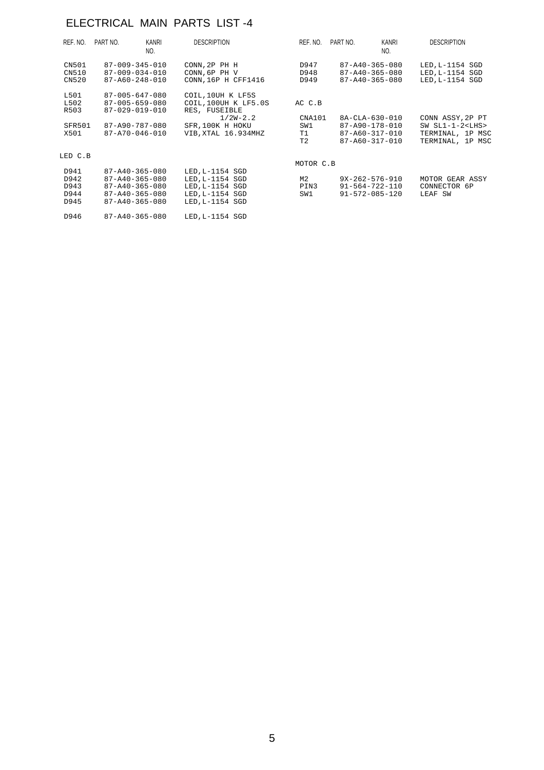# ELECTRICAL MAIN PARTS LIST -4

| REF. NO. | PART NO. | KANRI NO. | DESCRIPTION |
|---|---|---|---|
| CN501 | 87-009-345-010 | | CONN,2P PH H |
| CN510 | 87-009-034-010 | | CONN,6P PH V |
| CN520 | 87-A60-248-010 | | CONN,16P H CFF1416 |
| L501 | 87-005-647-080 | | COIL,10UH K LF5S |
| L502 | 87-005-659-080 | | COIL,100UH K LF5.0S |
| R503 | 87-029-019-010 | | RES, FUSEIBLE 1/2W-2.2 |
| SFR501 | 87-A90-787-080 | | SFR,100K H HOKU |
| X501 | 87-A70-046-010 | | VIB,XTAL 16.934MHZ |
| **LED C.B** | | | |
| D941 | 87-A40-365-080 | | LED,L-1154 SGD |
| D942 | 87-A40-365-080 | | LED,L-1154 SGD |
| D943 | 87-A40-365-080 | | LED,L-1154 SGD |
| D944 | 87-A40-365-080 | | LED,L-1154 SGD |
| D945 | 87-A40-365-080 | | LED,L-1154 SGD |
| D946 | 87-A40-365-080 | | LED,L-1154 SGD |
| D947 | 87-A40-365-080 | | LED,L-1154 SGD |
| D948 | 87-A40-365-080 | | LED,L-1154 SGD |
| D949 | 87-A40-365-080 | | LED,L-1154 SGD |
| **AC C.B** | | | |
| CNA101 | 8A-CLA-630-010 | | CONN ASSY,2P PT |
| SW1 | 87-A90-178-010 | | SW SL1-1-2<LHS> |
| T1 | 87-A60-317-010 | | TERMINAL, 1P MSC |
| T2 | 87-A60-317-010 | | TERMINAL, 1P MSC |
| **MOTOR C.B** | | | |
| M2 | 9X-262-576-910 | | MOTOR GEAR ASSY |
| PIN3 | 91-564-722-110 | | CONNECTOR 6P |
| SW1 | 91-572-085-120 | | LEAF SW |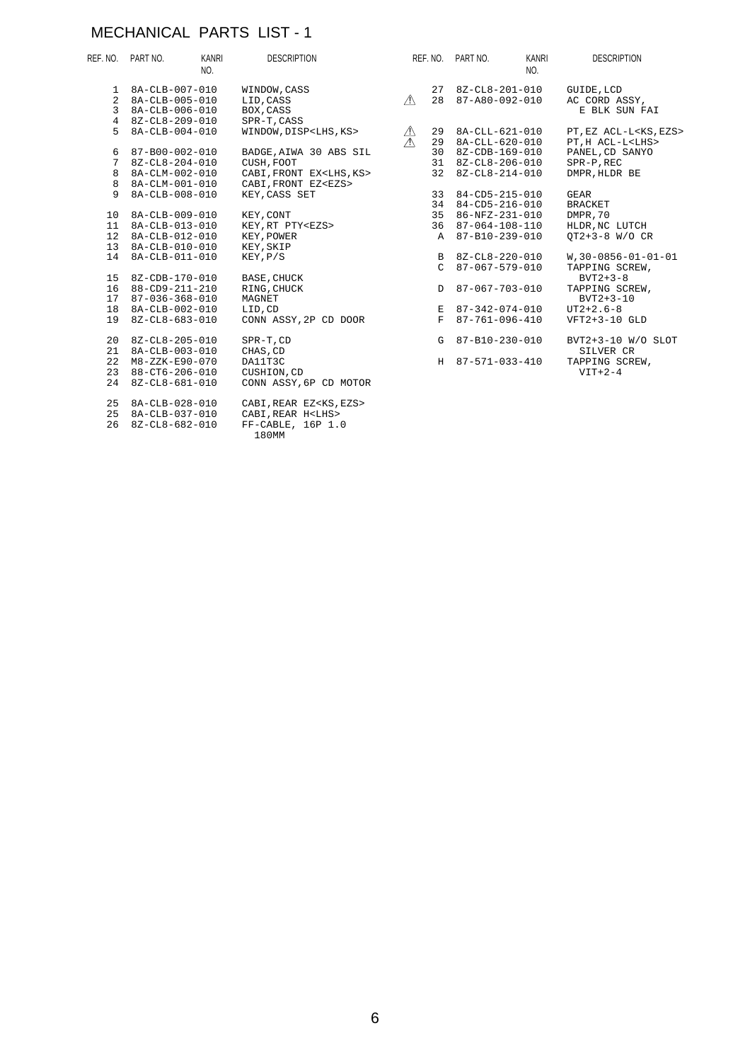# MECHANICAL PARTS LIST - 1

| REF. NO. | PART NO. | KANRI NO. | DESCRIPTION |
|---|---|---|---|
| 1 | 8A-CLB-007-010 | | WINDOW,CASS |
| 2 | 8A-CLB-005-010 | | LID,CASS |
| 3 | 8A-CLB-006-010 | | BOX,CASS |
| 4 | 8Z-CL8-209-010 | | SPR-T,CASS |
| 5 | 8A-CLB-004-010 | | WINDOW,DISP<LHS,KS> |
| 6 | 87-B00-002-010 | | BADGE,AIWA 30 ABS SIL |
| 7 | 8Z-CL8-204-010 | | CUSH,FOOT |
| 8 | 8A-CLM-002-010 | | CABI,FRONT EX<LHS,KS> |
| 8 | 8A-CLM-001-010 | | CABI,FRONT EZ<EZS> |
| 9 | 8A-CLB-008-010 | | KEY,CASS SET |
| 10 | 8A-CLB-009-010 | | KEY,CONT |
| 11 | 8A-CLB-013-010 | | KEY,RT PTY<EZS> |
| 12 | 8A-CLB-012-010 | | KEY,POWER |
| 13 | 8A-CLB-010-010 | | KEY,SKIP |
| 14 | 8A-CLB-011-010 | | KEY,P/S |
| 15 | 8Z-CDB-170-010 | | BASE,CHUCK |
| 16 | 88-CD9-211-210 | | RING,CHUCK |
| 17 | 87-036-368-010 | | MAGNET |
| 18 | 8A-CLB-002-010 | | LID,CD |
| 19 | 8Z-CL8-683-010 | | CONN ASSY,2P CD DOOR |
| 20 | 8Z-CL8-205-010 | | SPR-T,CD |
| 21 | 8A-CLB-003-010 | | CHAS,CD |
| 22 | M8-ZZK-E90-070 | | DA11T3C |
| 23 | 88-CT6-206-010 | | CUSHION,CD |
| 24 | 8Z-CL8-681-010 | | CONN ASSY,6P CD MOTOR |
| 25 | 8A-CLB-028-010 | | CABI,REAR EZ<KS,EZS> |
| 25 | 8A-CLB-037-010 | | CABI,REAR H<LHS> |
| 26 | 8Z-CL8-682-010 | | FF-CABLE, 16P 1.0 180MM |
| 27 | 8Z-CL8-201-010 | | GUIDE,LCD |
| ⚠ 28 | 87-A80-092-010 | | AC CORD ASSY, E BLK SUN FAI |
| ⚠ 29 | 8A-CLL-621-010 | | PT,EZ ACL-L<KS,EZS> |
| ⚠ 29 | 8A-CLL-620-010 | | PT,H ACL-L<LHS> |
| 30 | 8Z-CDB-169-010 | | PANEL,CD SANYO |
| 31 | 8Z-CL8-206-010 | | SPR-P,REC |
| 32 | 8Z-CL8-214-010 | | DMPR,HLDR BE |
| 33 | 84-CD5-215-010 | | GEAR |
| 34 | 84-CD5-216-010 | | BRACKET |
| 35 | 86-NFZ-231-010 | | DMPR,70 |
| 36 | 87-064-108-110 | | HLDR,NC LUTCH |
| A | 87-B10-239-010 | | QT2+3-8 W/O CR |
| B | 8Z-CL8-220-010 | | W,30-0856-01-01-01 |
| C | 87-067-579-010 | | TAPPING SCREW, BVT2+3-8 |
| D | 87-067-703-010 | | TAPPING SCREW, BVT2+3-10 |
| E | 87-342-074-010 | | UT2+2.6-8 |
| F | 87-761-096-410 | | VFT2+3-10 GLD |
| G | 87-B10-230-010 | | BVT2+3-10 W/O SLOT SILVER CR |
| H | 87-571-033-410 | | TAPPING SCREW, VIT+2-4 |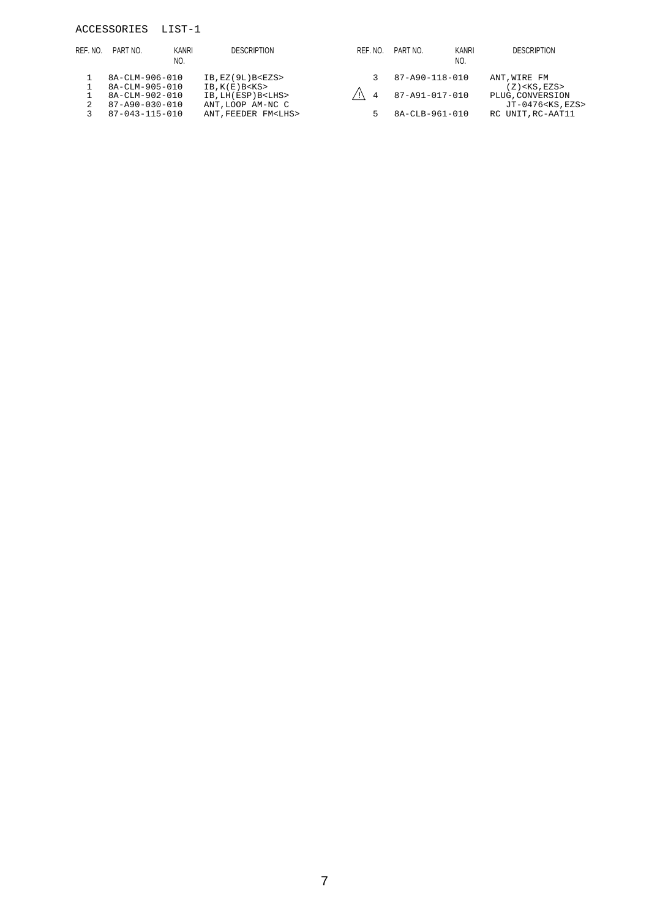# ACCESSORIES LIST-1

| REF. NO. | PART NO. | KANRI NO. | DESCRIPTION |
|---|---|---|---|
| 1 | 8A-CLM-906-010 | | IB,EZ(9L)B<EZS> |
| 1 | 8A-CLM-905-010 | | IB,K(E)B<KS> |
| 1 | 8A-CLM-902-010 | | IB,LH(ESP)B<LHS> |
| 2 | 87-A90-030-010 | | ANT,LOOP AM-NC C |
| 3 | 87-043-115-010 | | ANT,FEEDER FM<LHS> |
| 3 | 87-A90-118-010 | | ANT,WIRE FM (Z)<KS,EZS> |
| ⚠ 4 | 87-A91-017-010 | | PLUG,CONVERSION JT-0476<KS,EZS> |
| 5 | 8A-CLB-961-010 | | RC UNIT,RC-AAT11 |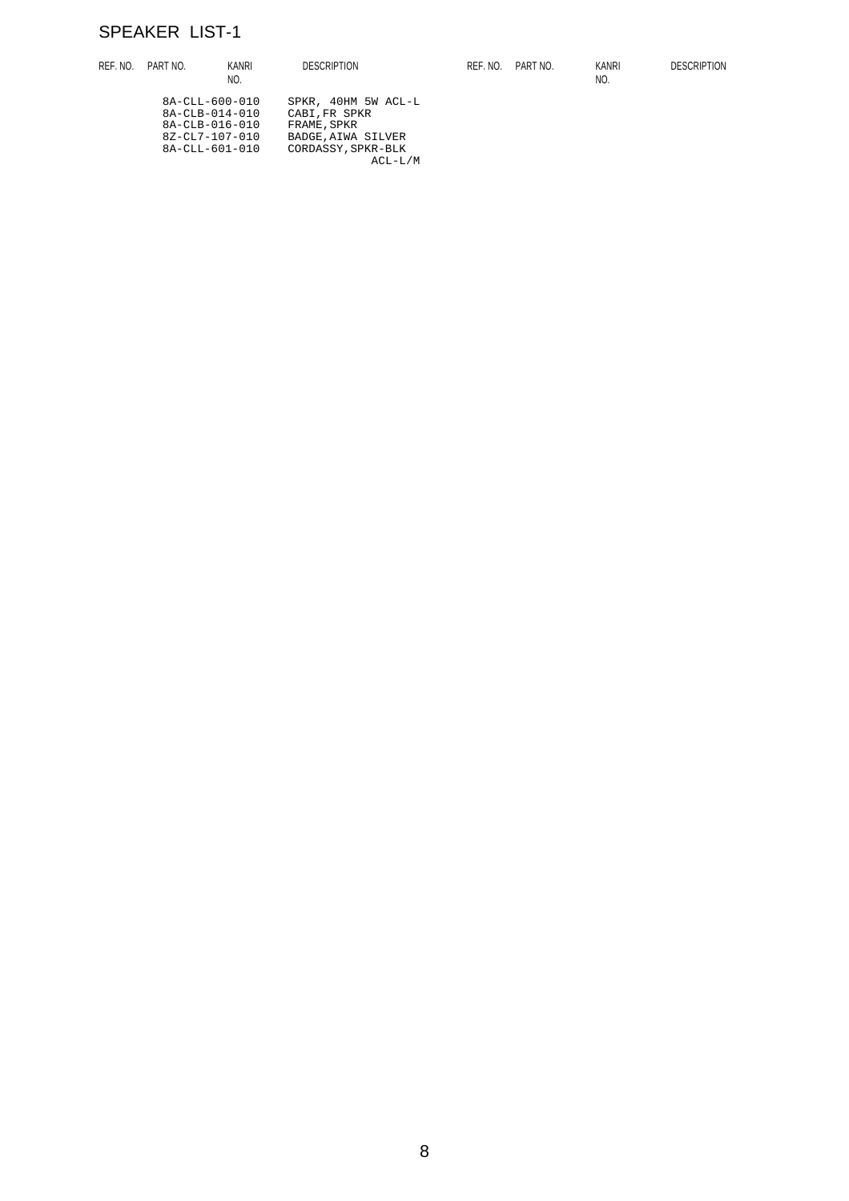# SPEAKER LIST-1

| REF. NO. | PART NO. | KANRI NO. | DESCRIPTION | REF. NO. | PART NO. | KANRI NO. | DESCRIPTION |
|---|---|---|---|---|---|---|---|
| | 8A-CLL-600-010 | | SPKR, 40HM 5W ACL-L | | | | |
| | 8A-CLB-014-010 | | CABI,FR SPKR | | | | |
| | 8A-CLB-016-010 | | FRAME,SPKR | | | | |
| | 8Z-CL7-107-010 | | BADGE,AIWA SILVER | | | | |
| | 8A-CLL-601-010 | | CORDASSY,SPKR-BLK ACL-L/M | | | | |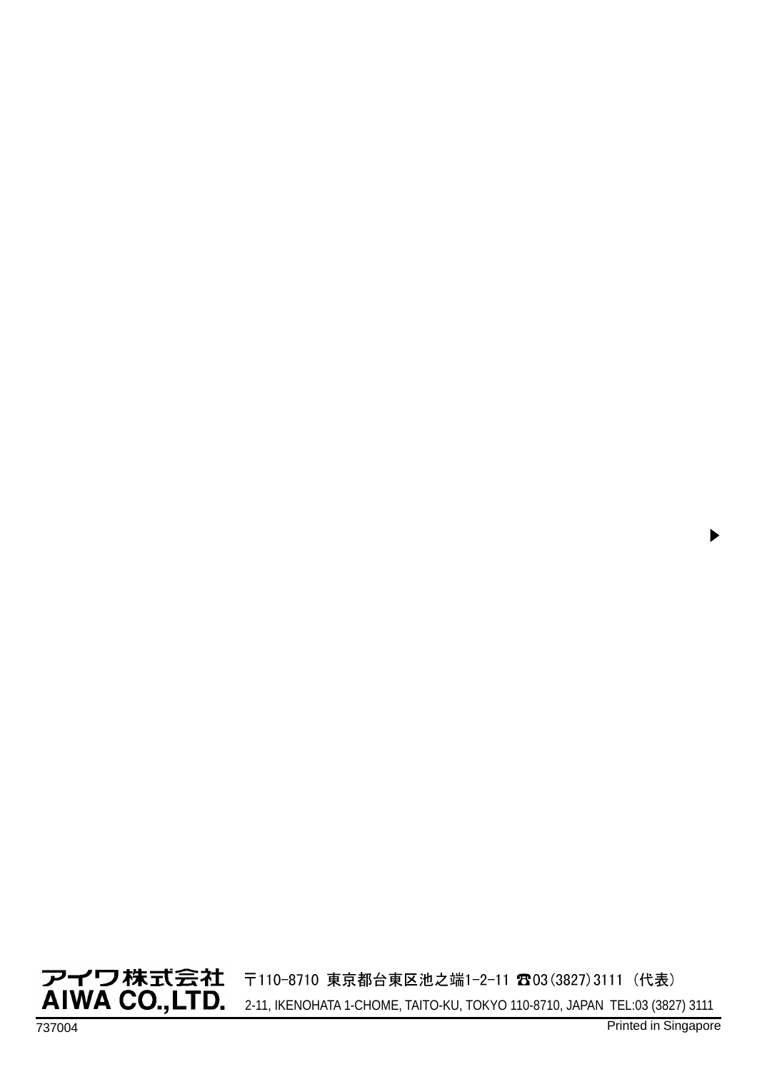**アイワ株式会社** 〒110-8710 東京都台東区池之端1-2-11 ☎03(3827)3111 (代表)

**AIWA CO.,LTD.** 2-11, IKENOHATA 1-CHOME, TAITO-KU, TOKYO 110-8710, JAPAN TEL:03 (3827) 3111

737004

Printed in Singapore